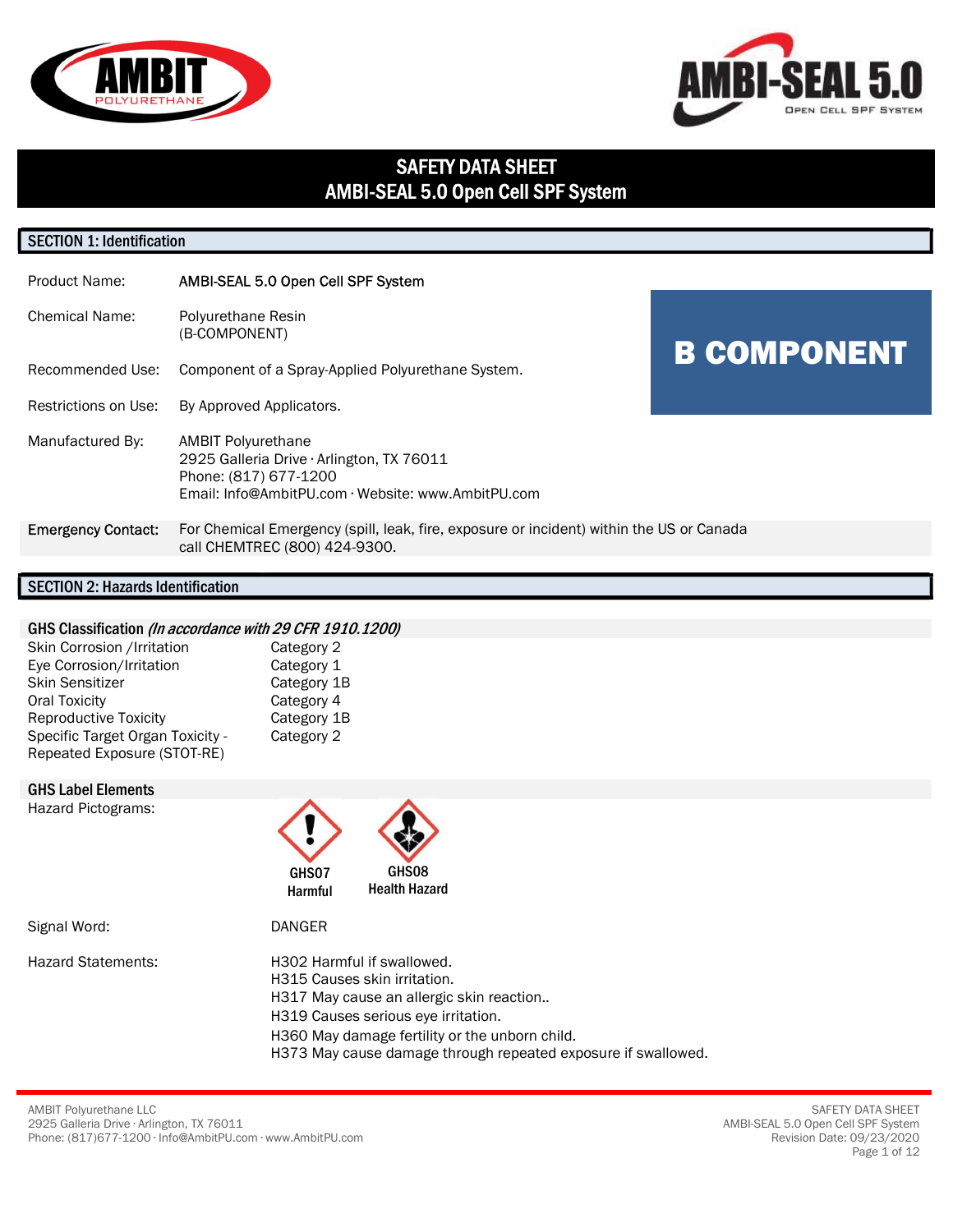# SAFETY DATA SHEET
# AMBI-SEAL 5.0 Open Cell SPF System

## SECTION 1: Identification

**B COMPONENT**

| | |
|---|---|
| Product Name: | AMBI-SEAL 5.0 Open Cell SPF System |
| Chemical Name: | Polyurethane Resin (B-COMPONENT) |
| Recommended Use: | Component of a Spray-Applied Polyurethane System. |
| Restrictions on Use: | By Approved Applicators. |
| Manufactured By: | AMBIT Polyurethane<br>2925 Galleria Drive · Arlington, TX 76011<br>Phone: (817) 677-1200<br>Email: Info@AmbitPU.com · Website: www.AmbitPU.com |
| Emergency Contact: | For Chemical Emergency (spill, leak, fire, exposure or incident) within the US or Canada call CHEMTREC (800) 424-9300. |

## SECTION 2: Hazards Identification

### GHS Classification *(In accordance with 29 CFR 1910.1200)*

| | |
|---|---|
| Skin Corrosion /Irritation | Category 2 |
| Eye Corrosion/Irritation | Category 1 |
| Skin Sensitizer | Category 1B |
| Oral Toxicity | Category 4 |
| Reproductive Toxicity | Category 1B |
| Specific Target Organ Toxicity - Repeated Exposure (STOT-RE) | Category 2 |

### GHS Label Elements

Hazard Pictograms: GHS07 Harmful, GHS08 Health Hazard

Signal Word: DANGER

Hazard Statements:

H302 Harmful if swallowed.
H315 Causes skin irritation.
H317 May cause an allergic skin reaction..
H319 Causes serious eye irritation.
H360 May damage fertility or the unborn child.
H373 May cause damage through repeated exposure if swallowed.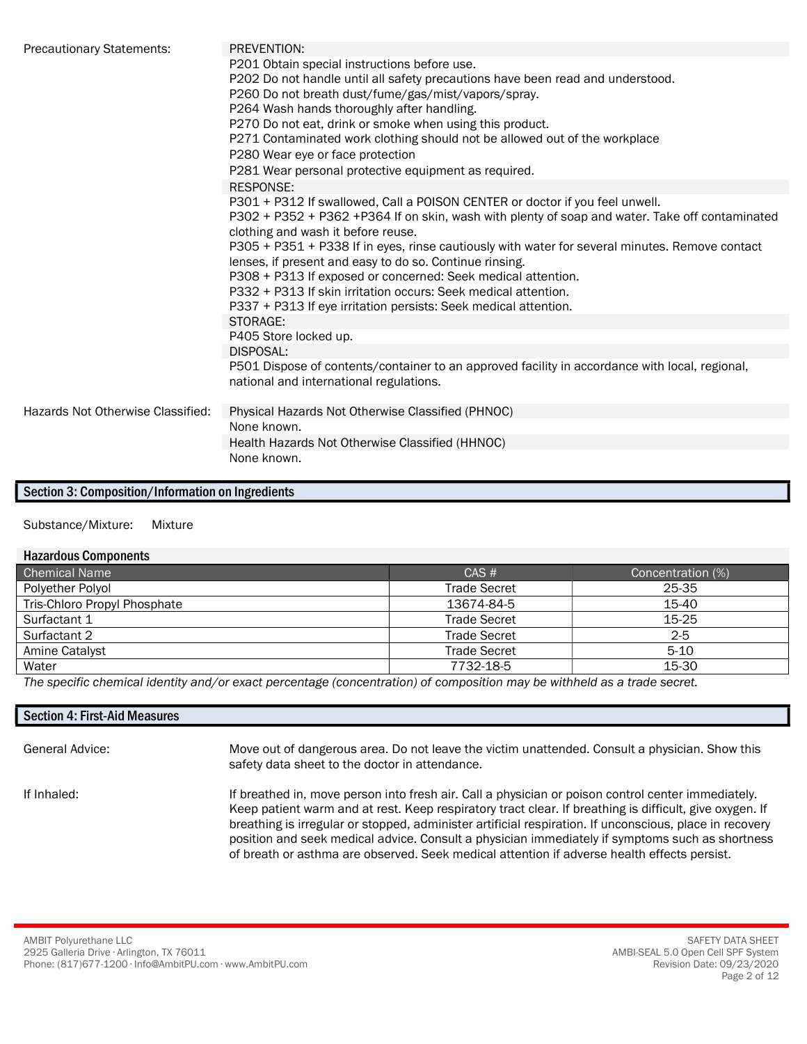**Precautionary Statements:**

PREVENTION:

P201 Obtain special instructions before use.
P202 Do not handle until all safety precautions have been read and understood.
P260 Do not breath dust/fume/gas/mist/vapors/spray.
P264 Wash hands thoroughly after handling.
P270 Do not eat, drink or smoke when using this product.
P271 Contaminated work clothing should not be allowed out of the workplace
P280 Wear eye or face protection
P281 Wear personal protective equipment as required.

RESPONSE:

P301 + P312 If swallowed, Call a POISON CENTER or doctor if you feel unwell.
P302 + P352 + P362 +P364 If on skin, wash with plenty of soap and water. Take off contaminated clothing and wash it before reuse.
P305 + P351 + P338 If in eyes, rinse cautiously with water for several minutes. Remove contact lenses, if present and easy to do so. Continue rinsing.
P308 + P313 If exposed or concerned: Seek medical attention.
P332 + P313 If skin irritation occurs: Seek medical attention.
P337 + P313 If eye irritation persists: Seek medical attention.

STORAGE:

P405 Store locked up.

DISPOSAL:

P501 Dispose of contents/container to an approved facility in accordance with local, regional, national and international regulations.

**Hazards Not Otherwise Classified:**

Physical Hazards Not Otherwise Classified (PHNOC)

None known.

Health Hazards Not Otherwise Classified (HHNOC)

None known.

## Section 3: Composition/Information on Ingredients

Substance/Mixture: Mixture

### Hazardous Components

| Chemical Name | CAS # | Concentration (%) |
|---|---|---|
| Polyether Polyol | Trade Secret | 25-35 |
| Tris-Chloro Propyl Phosphate | 13674-84-5 | 15-40 |
| Surfactant 1 | Trade Secret | 15-25 |
| Surfactant 2 | Trade Secret | 2-5 |
| Amine Catalyst | Trade Secret | 5-10 |
| Water | 7732-18-5 | 15-30 |

*The specific chemical identity and/or exact percentage (concentration) of composition may be withheld as a trade secret.*

## Section 4: First-Aid Measures

**General Advice:** Move out of dangerous area. Do not leave the victim unattended. Consult a physician. Show this safety data sheet to the doctor in attendance.

**If Inhaled:** If breathed in, move person into fresh air. Call a physician or poison control center immediately. Keep patient warm and at rest. Keep respiratory tract clear. If breathing is difficult, give oxygen. If breathing is irregular or stopped, administer artificial respiration. If unconscious, place in recovery position and seek medical advice. Consult a physician immediately if symptoms such as shortness of breath or asthma are observed. Seek medical attention if adverse health effects persist.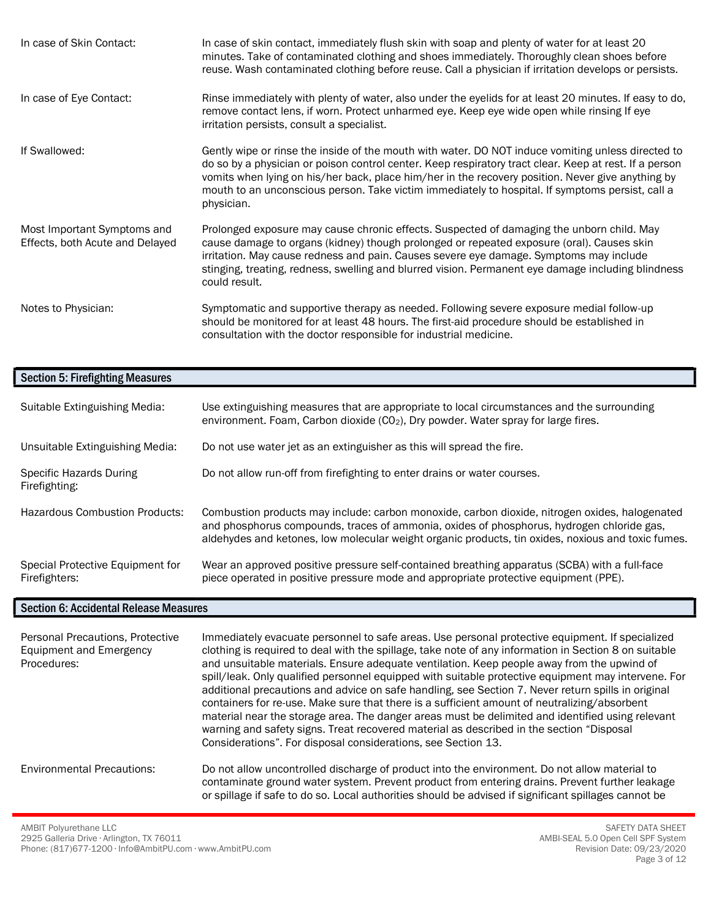| | |
|---|---|
| In case of Skin Contact: | In case of skin contact, immediately flush skin with soap and plenty of water for at least 20 minutes. Take of contaminated clothing and shoes immediately. Thoroughly clean shoes before reuse. Wash contaminated clothing before reuse. Call a physician if irritation develops or persists. |
| In case of Eye Contact: | Rinse immediately with plenty of water, also under the eyelids for at least 20 minutes. If easy to do, remove contact lens, if worn. Protect unharmed eye. Keep eye wide open while rinsing If eye irritation persists, consult a specialist. |
| If Swallowed: | Gently wipe or rinse the inside of the mouth with water. DO NOT induce vomiting unless directed to do so by a physician or poison control center. Keep respiratory tract clear. Keep at rest. If a person vomits when lying on his/her back, place him/her in the recovery position. Never give anything by mouth to an unconscious person. Take victim immediately to hospital. If symptoms persist, call a physician. |
| Most Important Symptoms and Effects, both Acute and Delayed | Prolonged exposure may cause chronic effects. Suspected of damaging the unborn child. May cause damage to organs (kidney) though prolonged or repeated exposure (oral). Causes skin irritation. May cause redness and pain. Causes severe eye damage. Symptoms may include stinging, treating, redness, swelling and blurred vision. Permanent eye damage including blindness could result. |
| Notes to Physician: | Symptomatic and supportive therapy as needed. Following severe exposure medial follow-up should be monitored for at least 48 hours. The first-aid procedure should be established in consultation with the doctor responsible for industrial medicine. |

## Section 5: Firefighting Measures

| | |
|---|---|
| Suitable Extinguishing Media: | Use extinguishing measures that are appropriate to local circumstances and the surrounding environment. Foam, Carbon dioxide ($CO_2$), Dry powder. Water spray for large fires. |
| Unsuitable Extinguishing Media: | Do not use water jet as an extinguisher as this will spread the fire. |
| Specific Hazards During Firefighting: | Do not allow run-off from firefighting to enter drains or water courses. |
| Hazardous Combustion Products: | Combustion products may include: carbon monoxide, carbon dioxide, nitrogen oxides, halogenated and phosphorus compounds, traces of ammonia, oxides of phosphorus, hydrogen chloride gas, aldehydes and ketones, low molecular weight organic products, tin oxides, noxious and toxic fumes. |
| Special Protective Equipment for Firefighters: | Wear an approved positive pressure self-contained breathing apparatus (SCBA) with a full-face piece operated in positive pressure mode and appropriate protective equipment (PPE). |

## Section 6: Accidental Release Measures

| | |
|---|---|
| Personal Precautions, Protective Equipment and Emergency Procedures: | Immediately evacuate personnel to safe areas. Use personal protective equipment. If specialized clothing is required to deal with the spillage, take note of any information in Section 8 on suitable and unsuitable materials. Ensure adequate ventilation. Keep people away from the upwind of spill/leak. Only qualified personnel equipped with suitable protective equipment may intervene. For additional precautions and advice on safe handling, see Section 7. Never return spills in original containers for re-use. Make sure that there is a sufficient amount of neutralizing/absorbent material near the storage area. The danger areas must be delimited and identified using relevant warning and safety signs. Treat recovered material as described in the section "Disposal Considerations". For disposal considerations, see Section 13. |
| Environmental Precautions: | Do not allow uncontrolled discharge of product into the environment. Do not allow material to contaminate ground water system. Prevent product from entering drains. Prevent further leakage or spillage if safe to do so. Local authorities should be advised if significant spillages cannot be |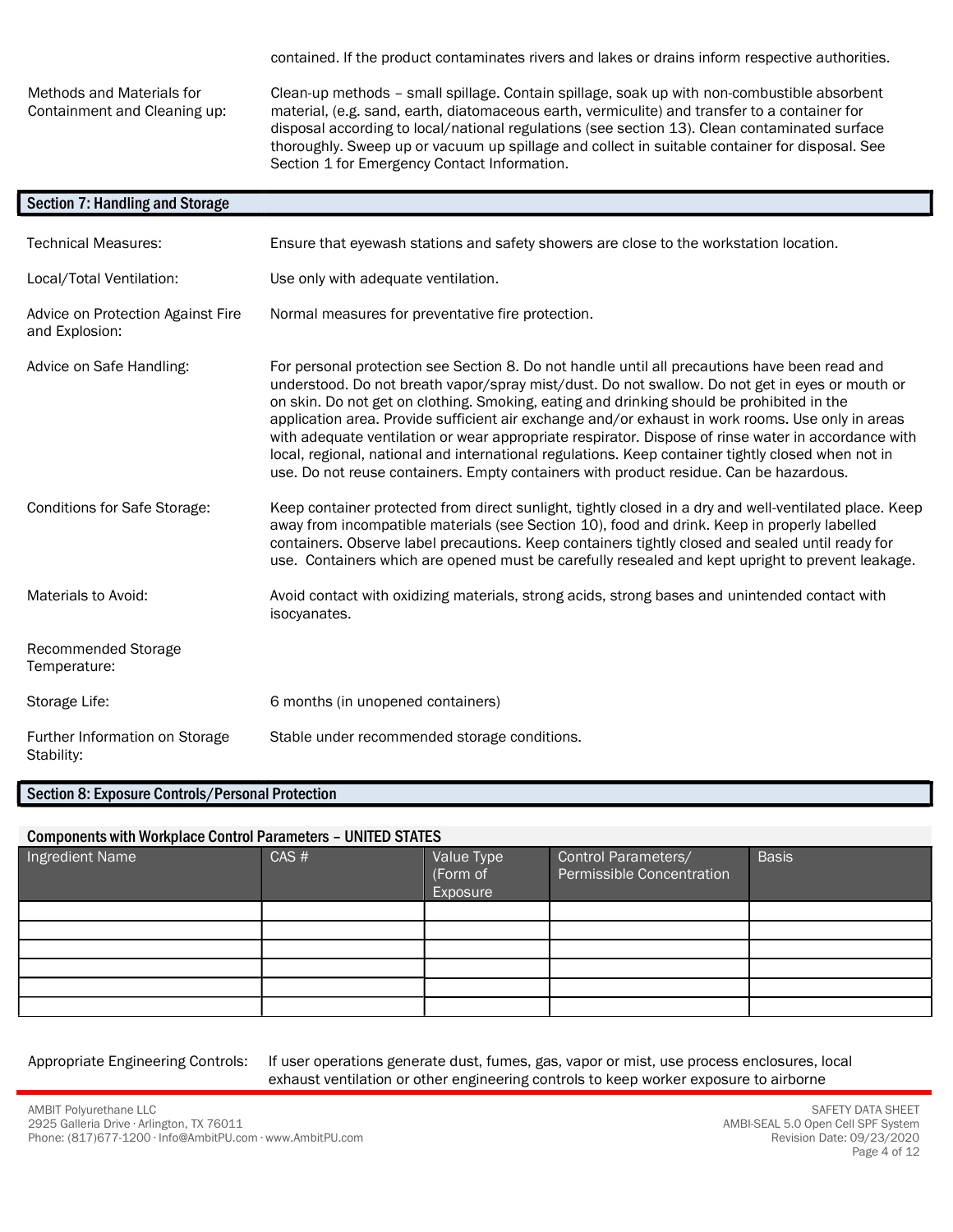contained. If the product contaminates rivers and lakes or drains inform respective authorities.

| | |
|---|---|
| Methods and Materials for Containment and Cleaning up: | Clean-up methods – small spillage. Contain spillage, soak up with non-combustible absorbent material, (e.g. sand, earth, diatomaceous earth, vermiculite) and transfer to a container for disposal according to local/national regulations (see section 13). Clean contaminated surface thoroughly. Sweep up or vacuum up spillage and collect in suitable container for disposal. See Section 1 for Emergency Contact Information. |

## Section 7: Handling and Storage

| | |
|---|---|
| Technical Measures: | Ensure that eyewash stations and safety showers are close to the workstation location. |
| Local/Total Ventilation: | Use only with adequate ventilation. |
| Advice on Protection Against Fire and Explosion: | Normal measures for preventative fire protection. |
| Advice on Safe Handling: | For personal protection see Section 8. Do not handle until all precautions have been read and understood. Do not breath vapor/spray mist/dust. Do not swallow. Do not get in eyes or mouth or on skin. Do not get on clothing. Smoking, eating and drinking should be prohibited in the application area. Provide sufficient air exchange and/or exhaust in work rooms. Use only in areas with adequate ventilation or wear appropriate respirator. Dispose of rinse water in accordance with local, regional, national and international regulations. Keep container tightly closed when not in use. Do not reuse containers. Empty containers with product residue. Can be hazardous. |
| Conditions for Safe Storage: | Keep container protected from direct sunlight, tightly closed in a dry and well-ventilated place. Keep away from incompatible materials (see Section 10), food and drink. Keep in properly labelled containers. Observe label precautions. Keep containers tightly closed and sealed until ready for use. Containers which are opened must be carefully resealed and kept upright to prevent leakage. |
| Materials to Avoid: | Avoid contact with oxidizing materials, strong acids, strong bases and unintended contact with isocyanates. |
| Recommended Storage Temperature: | |
| Storage Life: | 6 months (in unopened containers) |
| Further Information on Storage Stability: | Stable under recommended storage conditions. |

## Section 8: Exposure Controls/Personal Protection

### Components with Workplace Control Parameters – UNITED STATES

| Ingredient Name | CAS # | Value Type (Form of Exposure | Control Parameters/ Permissible Concentration | Basis |
|---|---|---|---|---|
| | | | | |
| | | | | |
| | | | | |
| | | | | |
| | | | | |
| | | | | |

| | |
|---|---|
| Appropriate Engineering Controls: | If user operations generate dust, fumes, gas, vapor or mist, use process enclosures, local exhaust ventilation or other engineering controls to keep worker exposure to airborne |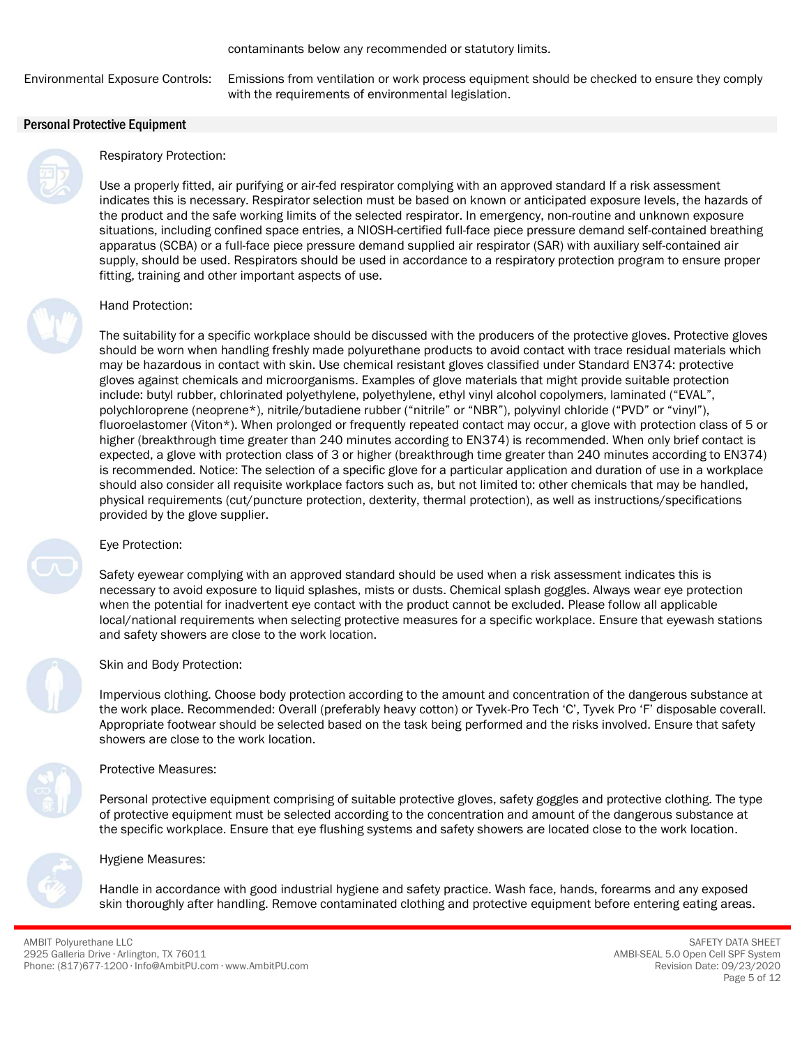contaminants below any recommended or statutory limits.

Environmental Exposure Controls: Emissions from ventilation or work process equipment should be checked to ensure they comply with the requirements of environmental legislation.

## Personal Protective Equipment

Respiratory Protection:

Use a properly fitted, air purifying or air-fed respirator complying with an approved standard If a risk assessment indicates this is necessary. Respirator selection must be based on known or anticipated exposure levels, the hazards of the product and the safe working limits of the selected respirator. In emergency, non-routine and unknown exposure situations, including confined space entries, a NIOSH-certified full-face piece pressure demand self-contained breathing apparatus (SCBA) or a full-face piece pressure demand supplied air respirator (SAR) with auxiliary self-contained air supply, should be used. Respirators should be used in accordance to a respiratory protection program to ensure proper fitting, training and other important aspects of use.

Hand Protection:

The suitability for a specific workplace should be discussed with the producers of the protective gloves. Protective gloves should be worn when handling freshly made polyurethane products to avoid contact with trace residual materials which may be hazardous in contact with skin. Use chemical resistant gloves classified under Standard EN374: protective gloves against chemicals and microorganisms. Examples of glove materials that might provide suitable protection include: butyl rubber, chlorinated polyethylene, polyethylene, ethyl vinyl alcohol copolymers, laminated ("EVAL", polychloroprene (neoprene*), nitrile/butadiene rubber ("nitrile" or "NBR"), polyvinyl chloride ("PVD" or "vinyl"), fluoroelastomer (Viton*). When prolonged or frequently repeated contact may occur, a glove with protection class of 5 or higher (breakthrough time greater than 240 minutes according to EN374) is recommended. When only brief contact is expected, a glove with protection class of 3 or higher (breakthrough time greater than 240 minutes according to EN374) is recommended. Notice: The selection of a specific glove for a particular application and duration of use in a workplace should also consider all requisite workplace factors such as, but not limited to: other chemicals that may be handled, physical requirements (cut/puncture protection, dexterity, thermal protection), as well as instructions/specifications provided by the glove supplier.

Eye Protection:

Safety eyewear complying with an approved standard should be used when a risk assessment indicates this is necessary to avoid exposure to liquid splashes, mists or dusts. Chemical splash goggles. Always wear eye protection when the potential for inadvertent eye contact with the product cannot be excluded. Please follow all applicable local/national requirements when selecting protective measures for a specific workplace. Ensure that eyewash stations and safety showers are close to the work location.

Skin and Body Protection:

Impervious clothing. Choose body protection according to the amount and concentration of the dangerous substance at the work place. Recommended: Overall (preferably heavy cotton) or Tyvek-Pro Tech 'C', Tyvek Pro 'F' disposable coverall. Appropriate footwear should be selected based on the task being performed and the risks involved. Ensure that safety showers are close to the work location.

Protective Measures:

Personal protective equipment comprising of suitable protective gloves, safety goggles and protective clothing. The type of protective equipment must be selected according to the concentration and amount of the dangerous substance at the specific workplace. Ensure that eye flushing systems and safety showers are located close to the work location.

Hygiene Measures:

Handle in accordance with good industrial hygiene and safety practice. Wash face, hands, forearms and any exposed skin thoroughly after handling. Remove contaminated clothing and protective equipment before entering eating areas.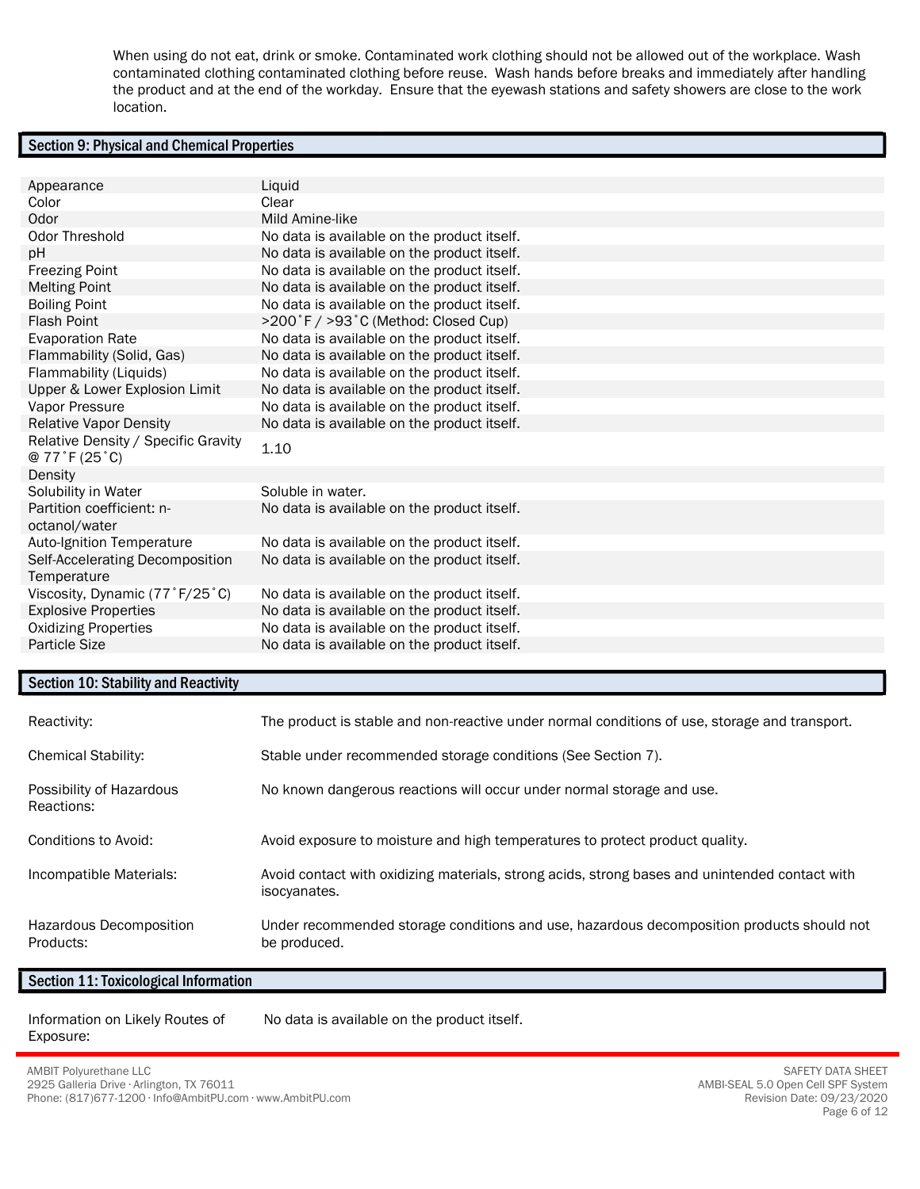When using do not eat, drink or smoke. Contaminated work clothing should not be allowed out of the workplace. Wash contaminated clothing contaminated clothing before reuse. Wash hands before breaks and immediately after handling the product and at the end of the workday. Ensure that the eyewash stations and safety showers are close to the work location.

## Section 9: Physical and Chemical Properties

| | |
|---|---|
| Appearance | Liquid |
| Color | Clear |
| Odor | Mild Amine-like |
| Odor Threshold | No data is available on the product itself. |
| pH | No data is available on the product itself. |
| Freezing Point | No data is available on the product itself. |
| Melting Point | No data is available on the product itself. |
| Boiling Point | No data is available on the product itself. |
| Flash Point | >200˚F / >93˚C (Method: Closed Cup) |
| Evaporation Rate | No data is available on the product itself. |
| Flammability (Solid, Gas) | No data is available on the product itself. |
| Flammability (Liquids) | No data is available on the product itself. |
| Upper & Lower Explosion Limit | No data is available on the product itself. |
| Vapor Pressure | No data is available on the product itself. |
| Relative Vapor Density | No data is available on the product itself. |
| Relative Density / Specific Gravity @ 77˚F (25˚C) | 1.10 |
| Density | |
| Solubility in Water | Soluble in water. |
| Partition coefficient: n-octanol/water | No data is available on the product itself. |
| Auto-Ignition Temperature | No data is available on the product itself. |
| Self-Accelerating Decomposition Temperature | No data is available on the product itself. |
| Viscosity, Dynamic (77˚F/25˚C) | No data is available on the product itself. |
| Explosive Properties | No data is available on the product itself. |
| Oxidizing Properties | No data is available on the product itself. |
| Particle Size | No data is available on the product itself. |

## Section 10: Stability and Reactivity

| | |
|---|---|
| Reactivity: | The product is stable and non-reactive under normal conditions of use, storage and transport. |
| Chemical Stability: | Stable under recommended storage conditions (See Section 7). |
| Possibility of Hazardous Reactions: | No known dangerous reactions will occur under normal storage and use. |
| Conditions to Avoid: | Avoid exposure to moisture and high temperatures to protect product quality. |
| Incompatible Materials: | Avoid contact with oxidizing materials, strong acids, strong bases and unintended contact with isocyanates. |
| Hazardous Decomposition Products: | Under recommended storage conditions and use, hazardous decomposition products should not be produced. |

## Section 11: Toxicological Information

| | |
|---|---|
| Information on Likely Routes of Exposure: | No data is available on the product itself. |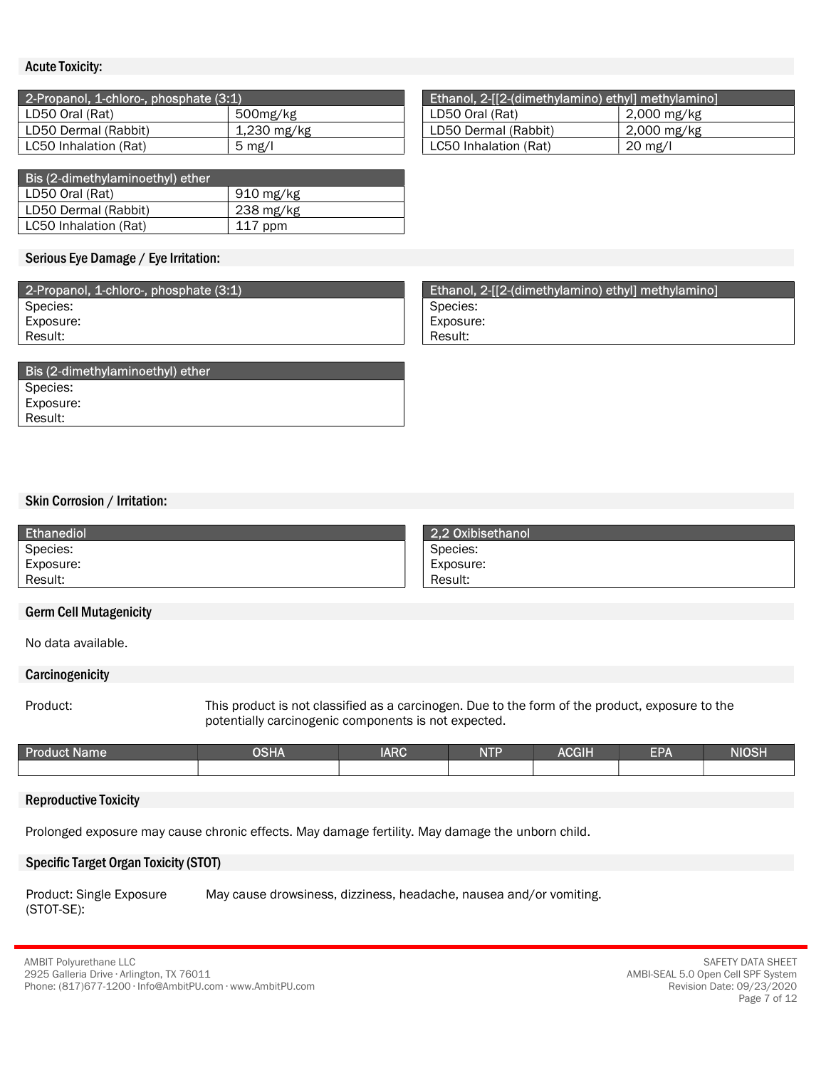### Acute Toxicity:

| 2-Propanol, 1-chloro-, phosphate (3:1) | |
|---|---|
| LD50 Oral (Rat) | 500mg/kg |
| LD50 Dermal (Rabbit) | 1,230 mg/kg |
| LC50 Inhalation (Rat) | 5 mg/l |

| Ethanol, 2-[[2-(dimethylamino) ethyl] methylamino] | |
|---|---|
| LD50 Oral (Rat) | 2,000 mg/kg |
| LD50 Dermal (Rabbit) | 2,000 mg/kg |
| LC50 Inhalation (Rat) | 20 mg/l |

| Bis (2-dimethylaminoethyl) ether | |
|---|---|
| LD50 Oral (Rat) | 910 mg/kg |
| LD50 Dermal (Rabbit) | 238 mg/kg |
| LC50 Inhalation (Rat) | 117 ppm |

### Serious Eye Damage / Eye Irritation:

| 2-Propanol, 1-chloro-, phosphate (3:1) |
|---|
| Species: |
| Exposure: |
| Result: |

| Ethanol, 2-[[2-(dimethylamino) ethyl] methylamino] |
|---|
| Species: |
| Exposure: |
| Result: |

| Bis (2-dimethylaminoethyl) ether |
|---|
| Species: |
| Exposure: |
| Result: |

### Skin Corrosion / Irritation:

| Ethanediol |
|---|
| Species: |
| Exposure: |
| Result: |

| 2,2 Oxibisethanol |
|---|
| Species: |
| Exposure: |
| Result: |

### Germ Cell Mutagenicity

No data available.

### Carcinogenicity

Product: This product is not classified as a carcinogen. Due to the form of the product, exposure to the potentially carcinogenic components is not expected.

| Product Name | OSHA | IARC | NTP | ACGIH | EPA | NIOSH |
|---|---|---|---|---|---|---|
| | | | | | | |

### Reproductive Toxicity

Prolonged exposure may cause chronic effects. May damage fertility. May damage the unborn child.

### Specific Target Organ Toxicity (STOT)

Product: Single Exposure (STOT-SE): May cause drowsiness, dizziness, headache, nausea and/or vomiting.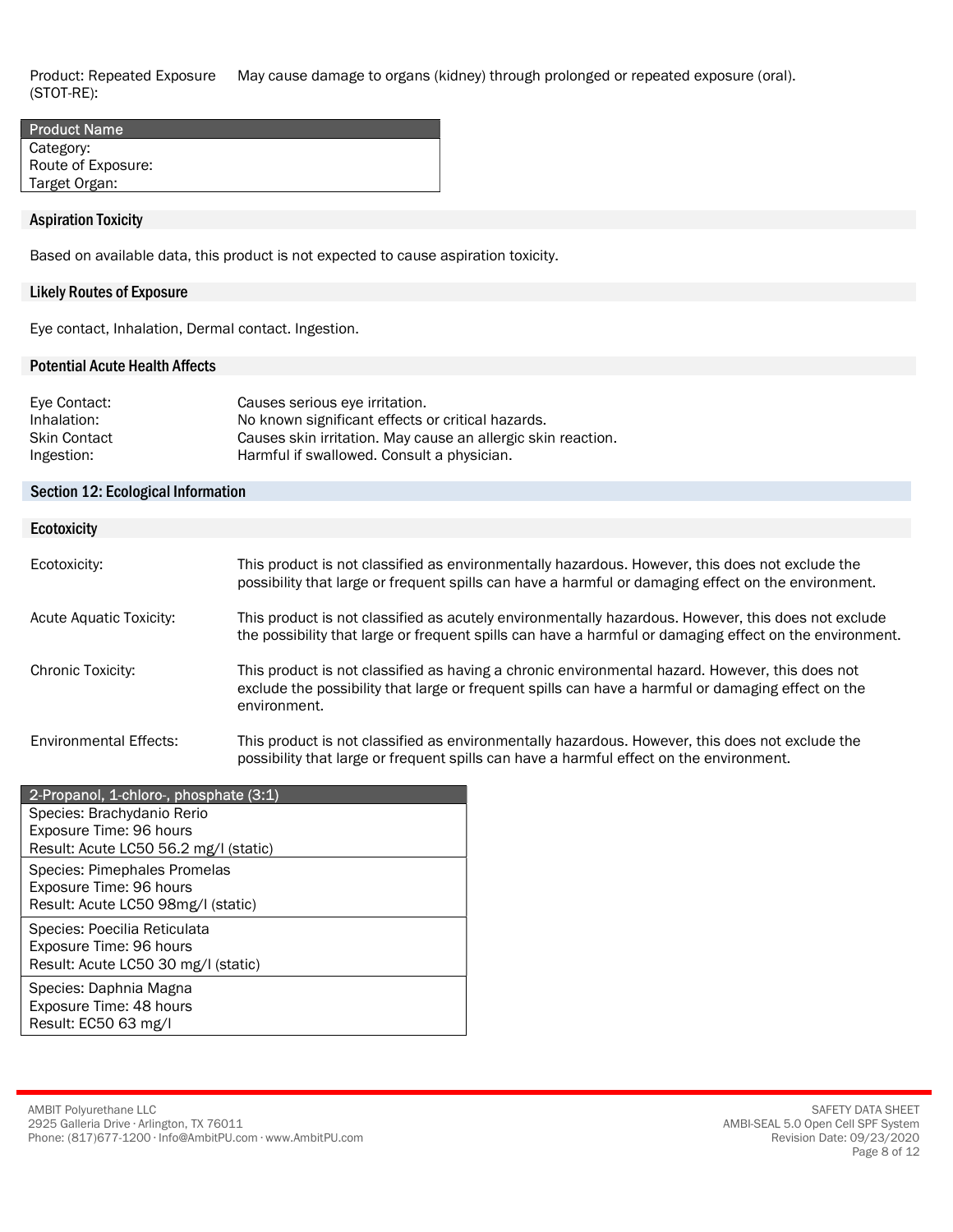Product: Repeated Exposure (STOT-RE): May cause damage to organs (kidney) through prolonged or repeated exposure (oral).

| Product Name |
|---|
| Category: |
| Route of Exposure: |
| Target Organ: |

### Aspiration Toxicity

Based on available data, this product is not expected to cause aspiration toxicity.

### Likely Routes of Exposure

Eye contact, Inhalation, Dermal contact. Ingestion.

### Potential Acute Health Affects

Eye Contact: Causes serious eye irritation.
Inhalation: No known significant effects or critical hazards.
Skin Contact Causes skin irritation. May cause an allergic skin reaction.
Ingestion: Harmful if swallowed. Consult a physician.

## Section 12: Ecological Information

### Ecotoxicity

Ecotoxicity: This product is not classified as environmentally hazardous. However, this does not exclude the possibility that large or frequent spills can have a harmful or damaging effect on the environment.

Acute Aquatic Toxicity: This product is not classified as acutely environmentally hazardous. However, this does not exclude the possibility that large or frequent spills can have a harmful or damaging effect on the environment.

Chronic Toxicity: This product is not classified as having a chronic environmental hazard. However, this does not exclude the possibility that large or frequent spills can have a harmful or damaging effect on the environment.

Environmental Effects: This product is not classified as environmentally hazardous. However, this does not exclude the possibility that large or frequent spills can have a harmful effect on the environment.

| 2-Propanol, 1-chloro-, phosphate (3:1) |
|---|
| Species: Brachydanio Rerio<br>Exposure Time: 96 hours<br>Result: Acute LC50 56.2 mg/l (static) |
| Species: Pimephales Promelas<br>Exposure Time: 96 hours<br>Result: Acute LC50 98mg/l (static) |
| Species: Poecilia Reticulata<br>Exposure Time: 96 hours<br>Result: Acute LC50 30 mg/l (static) |
| Species: Daphnia Magna<br>Exposure Time: 48 hours<br>Result: EC50 63 mg/l |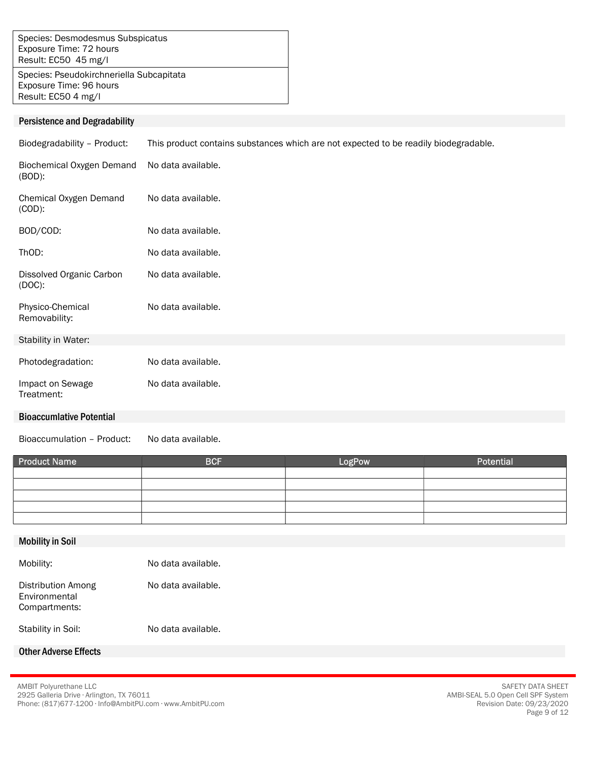| Species: Desmodesmus Subspicatus<br>Exposure Time: 72 hours<br>Result: EC50 45 mg/l |
|---|
| Species: Pseudokirchneriella Subcapitata<br>Exposure Time: 96 hours<br>Result: EC50 4 mg/l |

## Persistence and Degradability

Biodegradability – Product: This product contains substances which are not expected to be readily biodegradable.

Biochemical Oxygen Demand (BOD): No data available.

Chemical Oxygen Demand (COD): No data available.

BOD/COD: No data available.

ThOD: No data available.

Dissolved Organic Carbon (DOC): No data available.

Physico-Chemical Removability: No data available.

Stability in Water:

Photodegradation: No data available.

Impact on Sewage Treatment: No data available.

## Bioaccumlative Potential

Bioaccumulation – Product: No data available.

| Product Name | BCF | LogPow | Potential |
|---|---|---|---|
| | | | |
| | | | |
| | | | |
| | | | |
| | | | |

## Mobility in Soil

Mobility: No data available.

Distribution Among Environmental Compartments: No data available.

Stability in Soil: No data available.

## Other Adverse Effects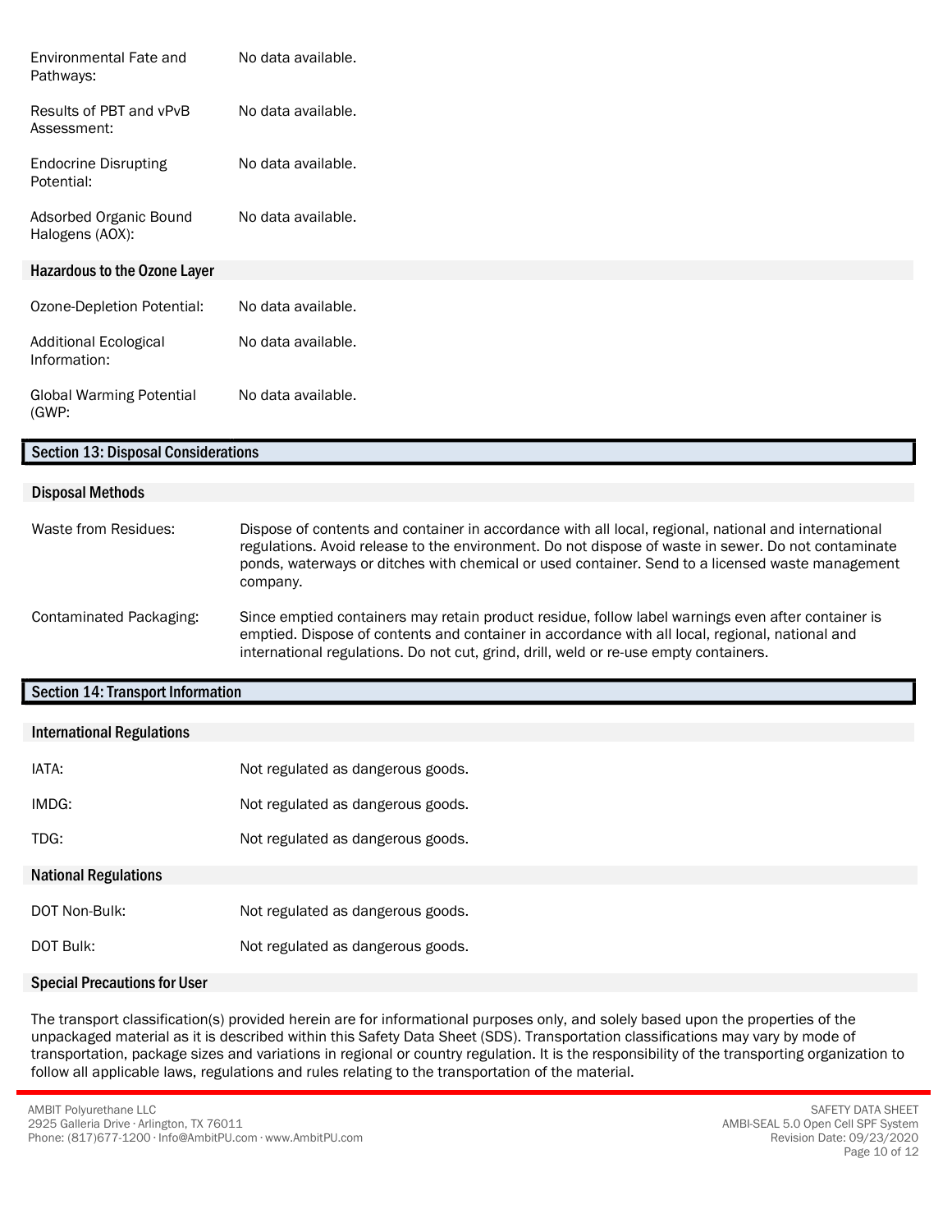| | |
|---|---|
| Environmental Fate and Pathways: | No data available. |
| Results of PBT and vPvB Assessment: | No data available. |
| Endocrine Disrupting Potential: | No data available. |
| Adsorbed Organic Bound Halogens (AOX): | No data available. |

### Hazardous to the Ozone Layer

| | |
|---|---|
| Ozone-Depletion Potential: | No data available. |
| Additional Ecological Information: | No data available. |
| Global Warming Potential (GWP: | No data available. |

## Section 13: Disposal Considerations

### Disposal Methods

| | |
|---|---|
| Waste from Residues: | Dispose of contents and container in accordance with all local, regional, national and international regulations. Avoid release to the environment. Do not dispose of waste in sewer. Do not contaminate ponds, waterways or ditches with chemical or used container. Send to a licensed waste management company. |
| Contaminated Packaging: | Since emptied containers may retain product residue, follow label warnings even after container is emptied. Dispose of contents and container in accordance with all local, regional, national and international regulations. Do not cut, grind, drill, weld or re-use empty containers. |

## Section 14: Transport Information

### International Regulations

| | |
|---|---|
| IATA: | Not regulated as dangerous goods. |
| IMDG: | Not regulated as dangerous goods. |
| TDG: | Not regulated as dangerous goods. |

### National Regulations

| | |
|---|---|
| DOT Non-Bulk: | Not regulated as dangerous goods. |
| DOT Bulk: | Not regulated as dangerous goods. |

### Special Precautions for User

The transport classification(s) provided herein are for informational purposes only, and solely based upon the properties of the unpackaged material as it is described within this Safety Data Sheet (SDS). Transportation classifications may vary by mode of transportation, package sizes and variations in regional or country regulation. It is the responsibility of the transporting organization to follow all applicable laws, regulations and rules relating to the transportation of the material.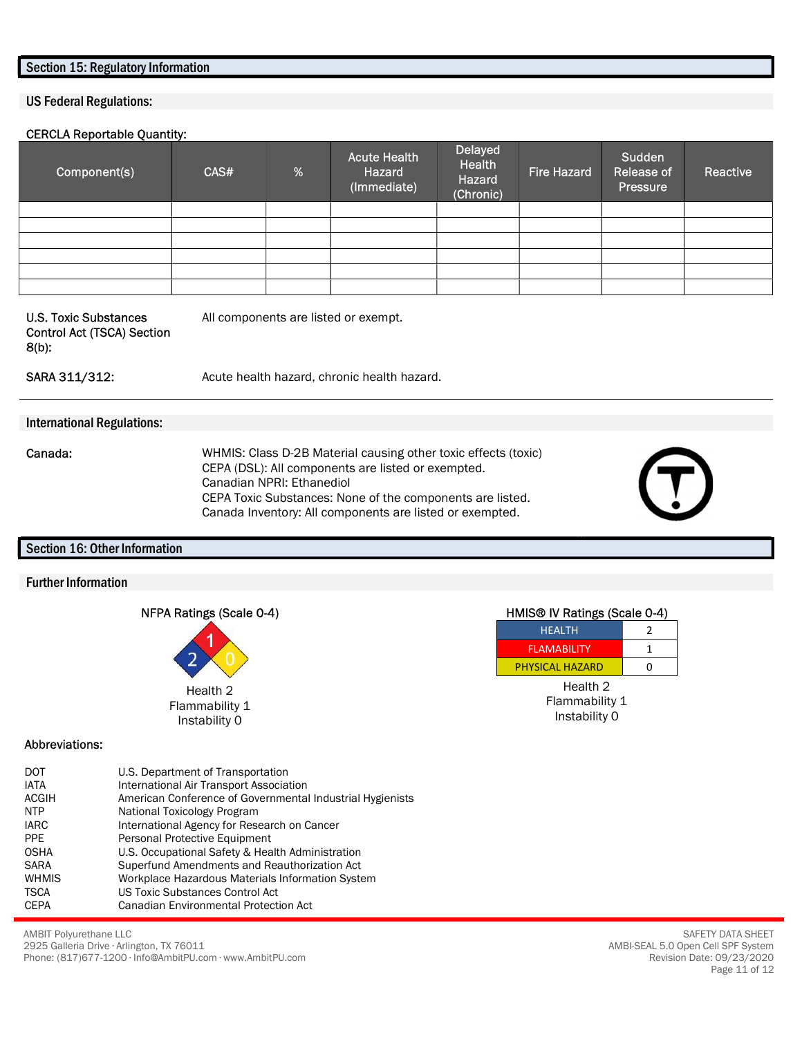## Section 15: Regulatory Information

### US Federal Regulations:

**CERCLA Reportable Quantity:**

| Component(s) | CAS# | % | Acute Health Hazard (Immediate) | Delayed Health Hazard (Chronic) | Fire Hazard | Sudden Release of Pressure | Reactive |
|---|---|---|---|---|---|---|---|
| | | | | | | | |
| | | | | | | | |
| | | | | | | | |
| | | | | | | | |
| | | | | | | | |
| | | | | | | | |

| | |
|---|---|
| U.S. Toxic Substances Control Act (TSCA) Section 8(b): | All components are listed or exempt. |
| SARA 311/312: | Acute health hazard, chronic health hazard. |

### International Regulations:

**Canada:**

WHMIS: Class D-2B Material causing other toxic effects (toxic)
CEPA (DSL): All components are listed or exempted.
Canadian NPRI: Ethanediol
CEPA Toxic Substances: None of the components are listed.
Canada Inventory: All components are listed or exempted.

## Section 16: Other Information

### Further Information

**NFPA Ratings (Scale 0-4)**

Health 2
Flammability 1
Instability 0

**HMIS® IV Ratings (Scale 0-4)**

| HEALTH | 2 |
|---|---|
| FLAMABILITY | 1 |
| PHYSICAL HAZARD | 0 |

Health 2
Flammability 1
Instability 0

**Abbreviations:**

| | |
|---|---|
| DOT | U.S. Department of Transportation |
| IATA | International Air Transport Association |
| ACGIH | American Conference of Governmental Industrial Hygienists |
| NTP | National Toxicology Program |
| IARC | International Agency for Research on Cancer |
| PPE | Personal Protective Equipment |
| OSHA | U.S. Occupational Safety & Health Administration |
| SARA | Superfund Amendments and Reauthorization Act |
| WHMIS | Workplace Hazardous Materials Information System |
| TSCA | US Toxic Substances Control Act |
| CEPA | Canadian Environmental Protection Act |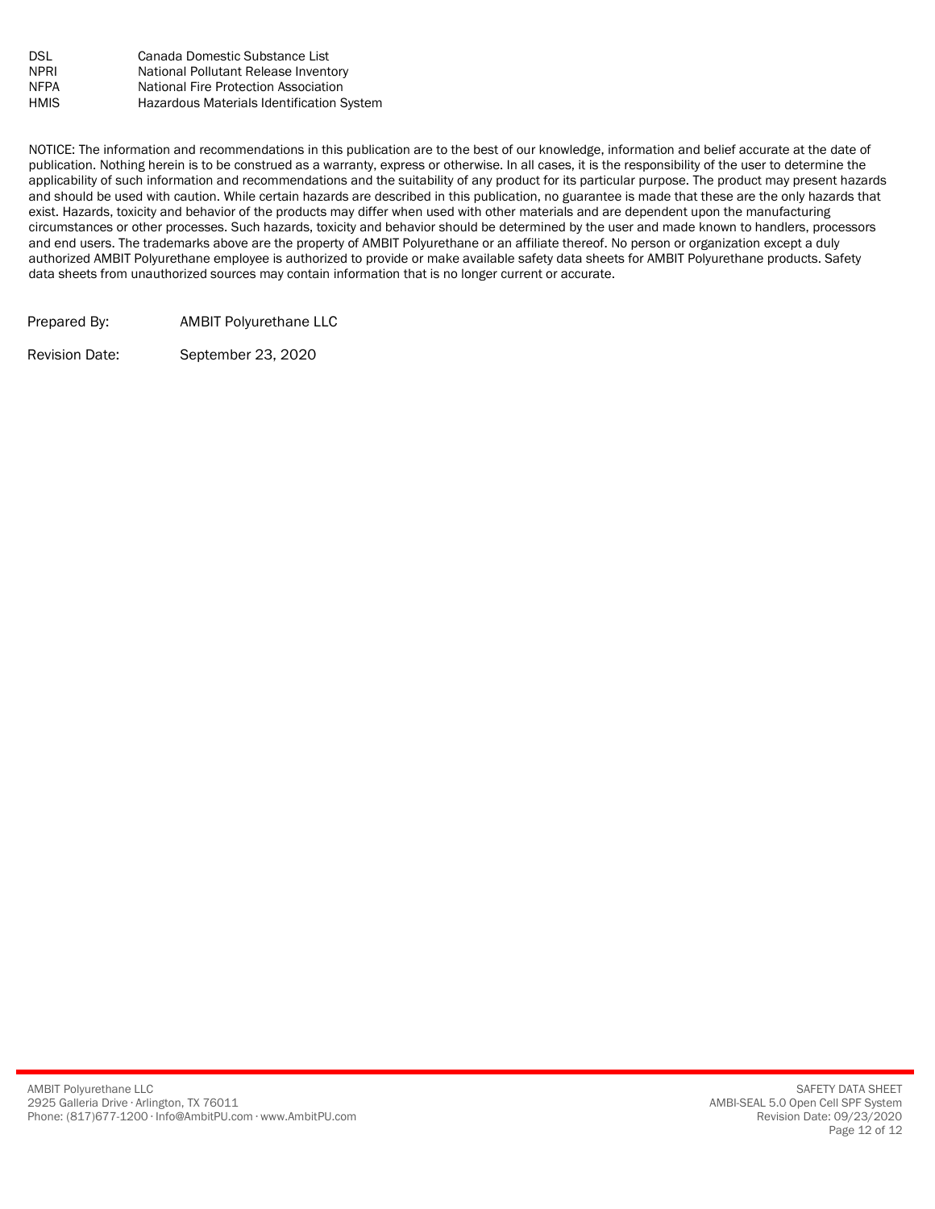| | |
|---|---|
| DSL | Canada Domestic Substance List |
| NPRI | National Pollutant Release Inventory |
| NFPA | National Fire Protection Association |
| HMIS | Hazardous Materials Identification System |

NOTICE: The information and recommendations in this publication are to the best of our knowledge, information and belief accurate at the date of publication. Nothing herein is to be construed as a warranty, express or otherwise. In all cases, it is the responsibility of the user to determine the applicability of such information and recommendations and the suitability of any product for its particular purpose. The product may present hazards and should be used with caution. While certain hazards are described in this publication, no guarantee is made that these are the only hazards that exist. Hazards, toxicity and behavior of the products may differ when used with other materials and are dependent upon the manufacturing circumstances or other processes. Such hazards, toxicity and behavior should be determined by the user and made known to handlers, processors and end users. The trademarks above are the property of AMBIT Polyurethane or an affiliate thereof. No person or organization except a duly authorized AMBIT Polyurethane employee is authorized to provide or make available safety data sheets for AMBIT Polyurethane products. Safety data sheets from unauthorized sources may contain information that is no longer current or accurate.

Prepared By: AMBIT Polyurethane LLC

Revision Date: September 23, 2020